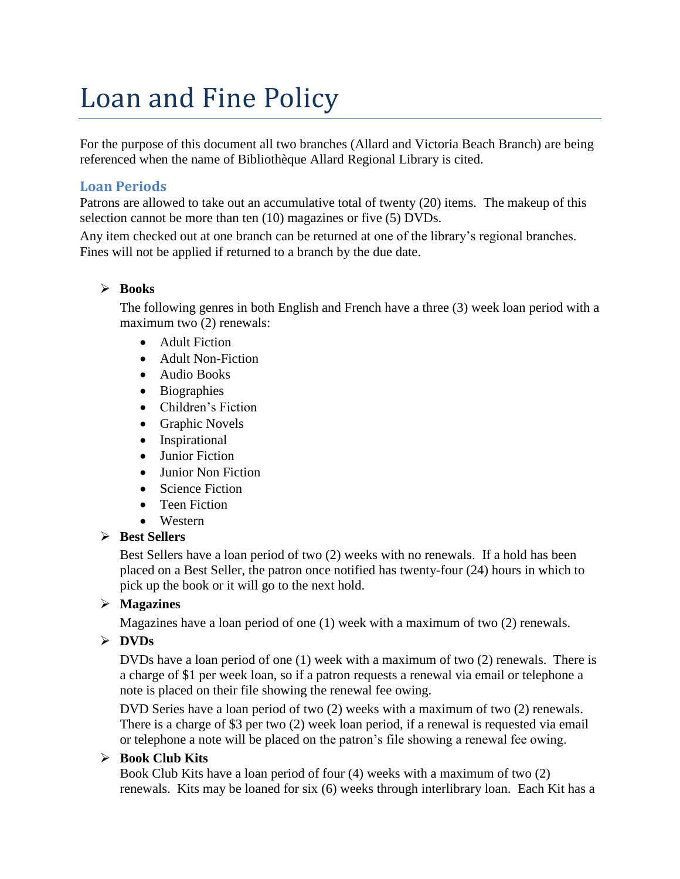# Loan and Fine Policy

For the purpose of this document all two branches (Allard and Victoria Beach Branch) are being referenced when the name of Bibliothèque Allard Regional Library is cited.

## Loan Periods

Patrons are allowed to take out an accumulative total of twenty (20) items. The makeup of this selection cannot be more than ten (10) magazines or five (5) DVDs.

Any item checked out at one branch can be returned at one of the library's regional branches. Fines will not be applied if returned to a branch by the due date.

- **Books**

  The following genres in both English and French have a three (3) week loan period with a maximum two (2) renewals:

  - Adult Fiction
  - Adult Non-Fiction
  - Audio Books
  - Biographies
  - Children's Fiction
  - Graphic Novels
  - Inspirational
  - Junior Fiction
  - Junior Non Fiction
  - Science Fiction
  - Teen Fiction
  - Western

- **Best Sellers**

  Best Sellers have a loan period of two (2) weeks with no renewals. If a hold has been placed on a Best Seller, the patron once notified has twenty-four (24) hours in which to pick up the book or it will go to the next hold.

- **Magazines**

  Magazines have a loan period of one (1) week with a maximum of two (2) renewals.

- **DVDs**

  DVDs have a loan period of one (1) week with a maximum of two (2) renewals. There is a charge of $1 per week loan, so if a patron requests a renewal via email or telephone a note is placed on their file showing the renewal fee owing.

  DVD Series have a loan period of two (2) weeks with a maximum of two (2) renewals. There is a charge of $3 per two (2) week loan period, if a renewal is requested via email or telephone a note will be placed on the patron's file showing a renewal fee owing.

- **Book Club Kits**

  Book Club Kits have a loan period of four (4) weeks with a maximum of two (2) renewals. Kits may be loaned for six (6) weeks through interlibrary loan. Each Kit has a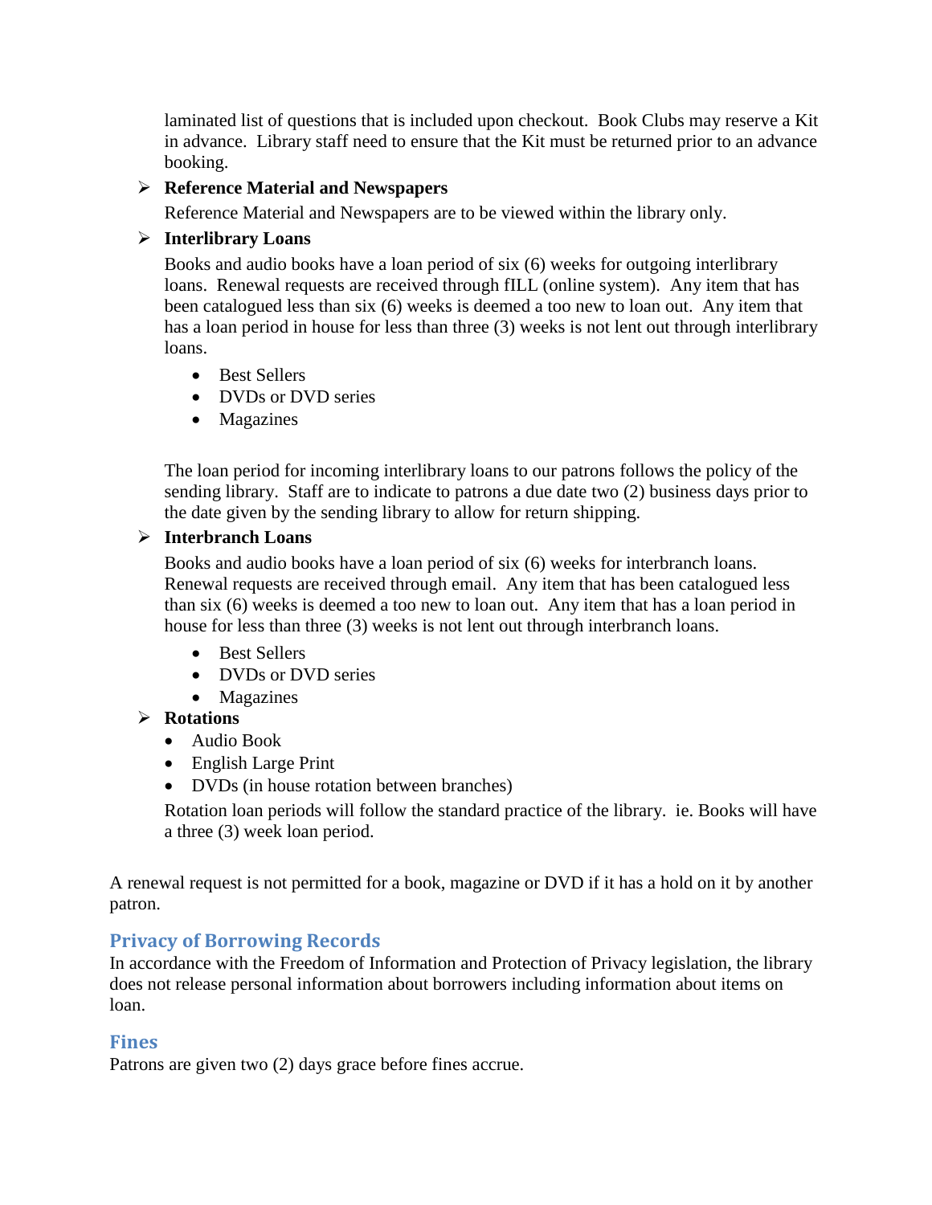laminated list of questions that is included upon checkout. Book Clubs may reserve a Kit in advance. Library staff need to ensure that the Kit must be returned prior to an advance booking.

- **Reference Material and Newspapers**

  Reference Material and Newspapers are to be viewed within the library only.

- **Interlibrary Loans**

  Books and audio books have a loan period of six (6) weeks for outgoing interlibrary loans. Renewal requests are received through fILL (online system). Any item that has been catalogued less than six (6) weeks is deemed a too new to loan out. Any item that has a loan period in house for less than three (3) weeks is not lent out through interlibrary loans.

  - Best Sellers
  - DVDs or DVD series
  - Magazines

  The loan period for incoming interlibrary loans to our patrons follows the policy of the sending library. Staff are to indicate to patrons a due date two (2) business days prior to the date given by the sending library to allow for return shipping.

- **Interbranch Loans**

  Books and audio books have a loan period of six (6) weeks for interbranch loans. Renewal requests are received through email. Any item that has been catalogued less than six (6) weeks is deemed a too new to loan out. Any item that has a loan period in house for less than three (3) weeks is not lent out through interbranch loans.

  - Best Sellers
  - DVDs or DVD series
  - Magazines

- **Rotations**
  - Audio Book
  - English Large Print
  - DVDs (in house rotation between branches)

  Rotation loan periods will follow the standard practice of the library. ie. Books will have a three (3) week loan period.

A renewal request is not permitted for a book, magazine or DVD if it has a hold on it by another patron.

## Privacy of Borrowing Records

In accordance with the Freedom of Information and Protection of Privacy legislation, the library does not release personal information about borrowers including information about items on loan.

## Fines

Patrons are given two (2) days grace before fines accrue.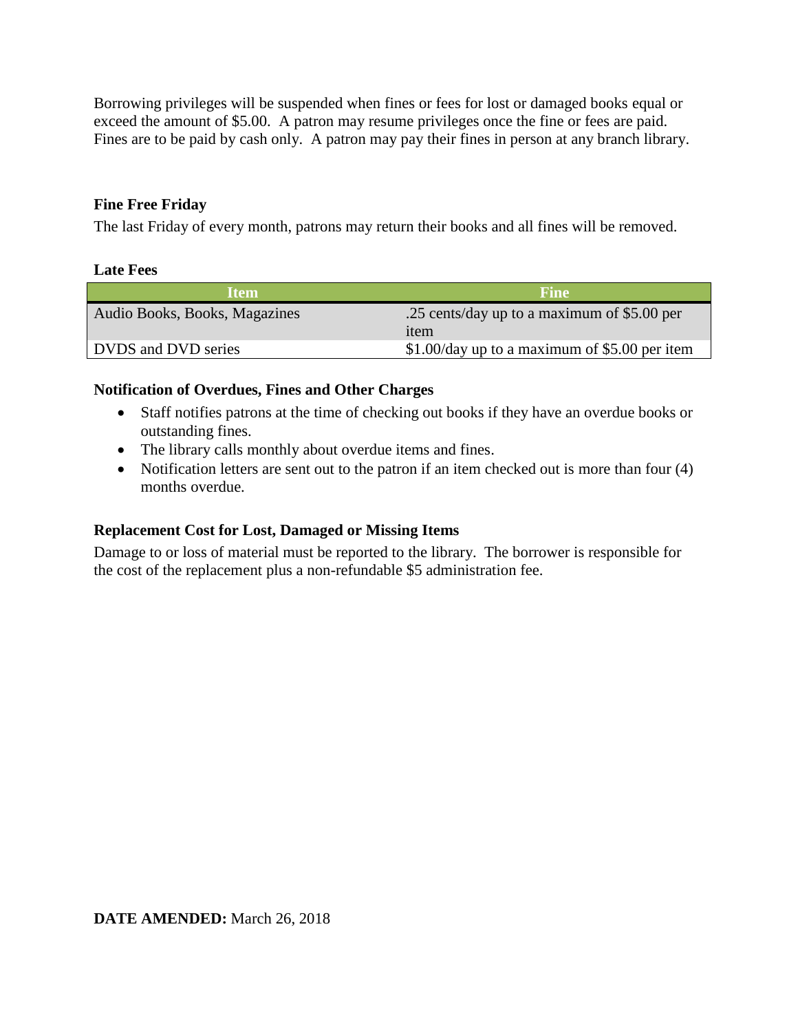Borrowing privileges will be suspended when fines or fees for lost or damaged books equal or exceed the amount of $5.00. A patron may resume privileges once the fine or fees are paid. Fines are to be paid by cash only. A patron may pay their fines in person at any branch library.

**Fine Free Friday**

The last Friday of every month, patrons may return their books and all fines will be removed.

**Late Fees**

| Item | Fine |
|---|---|
| Audio Books, Books, Magazines | .25 cents/day up to a maximum of $5.00 per item |
| DVDS and DVD series | $1.00/day up to a maximum of $5.00 per item |

**Notification of Overdues, Fines and Other Charges**

- Staff notifies patrons at the time of checking out books if they have an overdue books or outstanding fines.
- The library calls monthly about overdue items and fines.
- Notification letters are sent out to the patron if an item checked out is more than four (4) months overdue.

**Replacement Cost for Lost, Damaged or Missing Items**

Damage to or loss of material must be reported to the library. The borrower is responsible for the cost of the replacement plus a non-refundable $5 administration fee.

**DATE AMENDED:** March 26, 2018